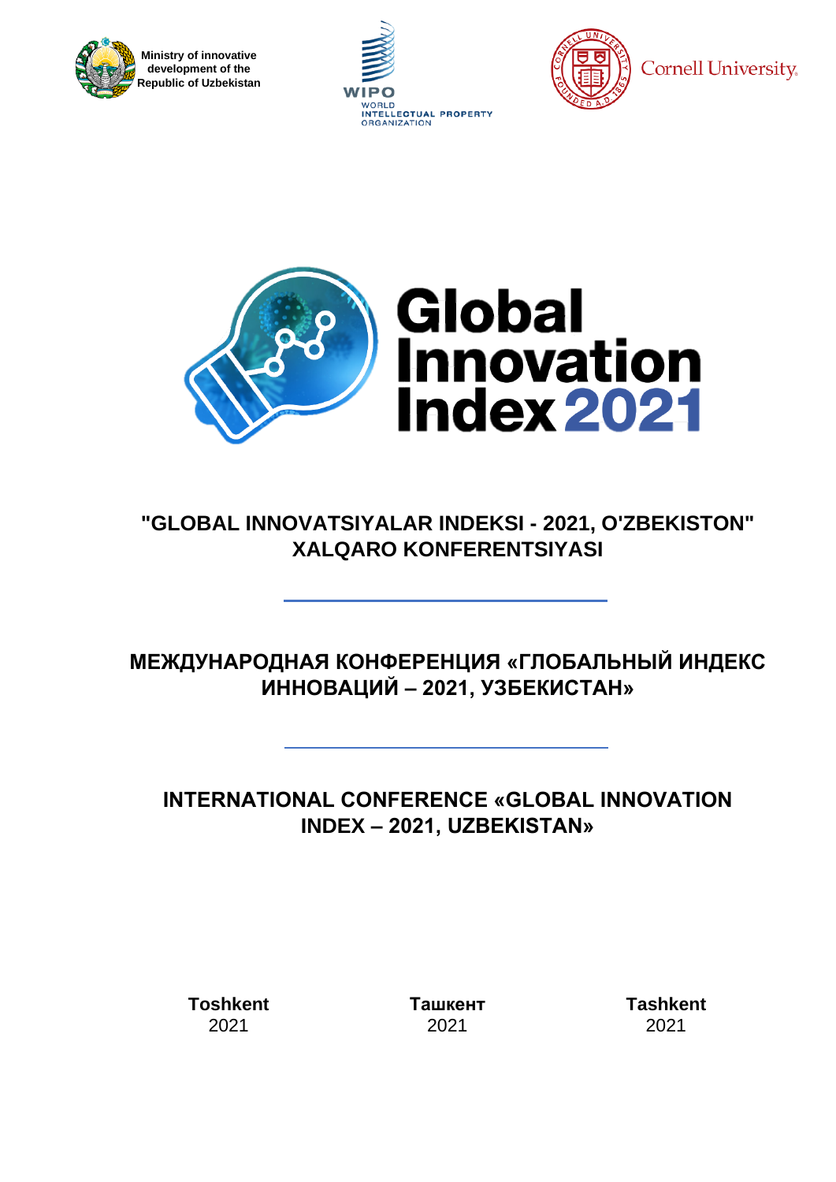Ministry of innovative development of the Republic of Uzbekistan

WIPO
WORLD INTELLECTUAL PROPERTY ORGANIZATION

Cornell University

# Global Innovation Index 2021

## "GLOBAL INNOVATSIYALAR INDEKSI - 2021, O'ZBEKISTON" XALQARO KONFERENTSIYASI

## МЕЖДУНАРОДНАЯ КОНФЕРЕНЦИЯ «ГЛОБАЛЬНЫЙ ИНДЕКС ИННОВАЦИЙ – 2021, УЗБЕКИСТАН»

## INTERNATIONAL CONFERENCE «GLOBAL INNOVATION INDEX – 2021, UZBEKISTAN»

**Toshkent**
2021

**Ташкент**
2021

**Tashkent**
2021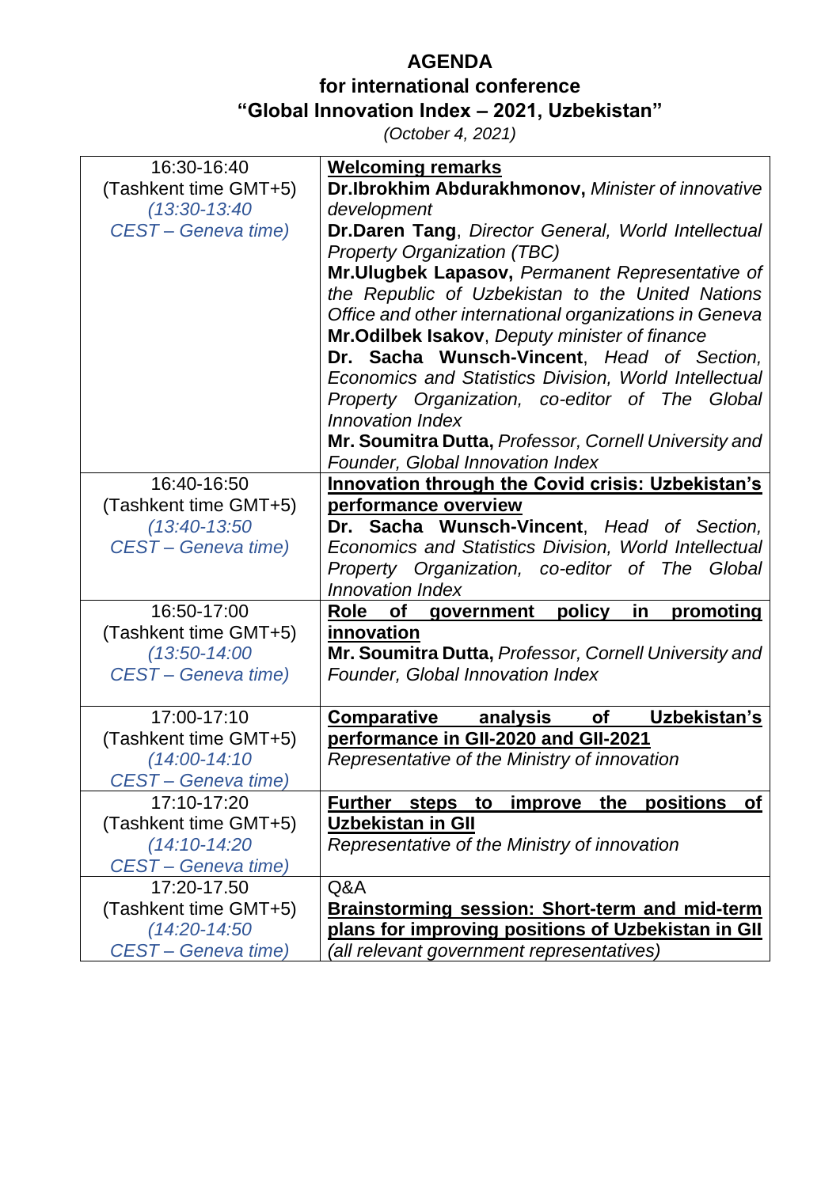**AGENDA**
**for international conference**
**"Global Innovation Index – 2021, Uzbekistan"**
*(October 4, 2021)*

| | |
|---|---|
| 16:30-16:40 (Tashkent time GMT+5) *(13:30-13:40 CEST – Geneva time)* | **Welcoming remarks**<br>**Dr.Ibrokhim Abdurakhmonov,** *Minister of innovative development*<br>**Dr.Daren Tang**, *Director General, World Intellectual Property Organization (TBC)*<br>**Mr.Ulugbek Lapasov,** *Permanent Representative of the Republic of Uzbekistan to the United Nations Office and other international organizations in Geneva*<br>**Mr.Odilbek Isakov**, *Deputy minister of finance*<br>**Dr. Sacha Wunsch-Vincent**, *Head of Section, Economics and Statistics Division, World Intellectual Property Organization, co-editor of The Global Innovation Index*<br>**Mr. Soumitra Dutta,** *Professor, Cornell University and Founder, Global Innovation Index* |
| 16:40-16:50 (Tashkent time GMT+5) *(13:40-13:50 CEST – Geneva time)* | **Innovation through the Covid crisis: Uzbekistan's performance overview**<br>**Dr. Sacha Wunsch-Vincent**, *Head of Section, Economics and Statistics Division, World Intellectual Property Organization, co-editor of The Global Innovation Index* |
| 16:50-17:00 (Tashkent time GMT+5) *(13:50-14:00 CEST – Geneva time)* | **Role of government policy in promoting innovation**<br>**Mr. Soumitra Dutta,** *Professor, Cornell University and Founder, Global Innovation Index* |
| 17:00-17:10 (Tashkent time GMT+5) *(14:00-14:10 CEST – Geneva time)* | **Comparative analysis of Uzbekistan's performance in GII-2020 and GII-2021**<br>*Representative of the Ministry of innovation* |
| 17:10-17:20 (Tashkent time GMT+5) *(14:10-14:20 CEST – Geneva time)* | **Further steps to improve the positions of Uzbekistan in GII**<br>*Representative of the Ministry of innovation* |
| 17:20-17.50 (Tashkent time GMT+5) *(14:20-14:50 CEST – Geneva time)* | Q&A<br>**Brainstorming session: Short-term and mid-term plans for improving positions of Uzbekistan in GII**<br>*(all relevant government representatives)* |